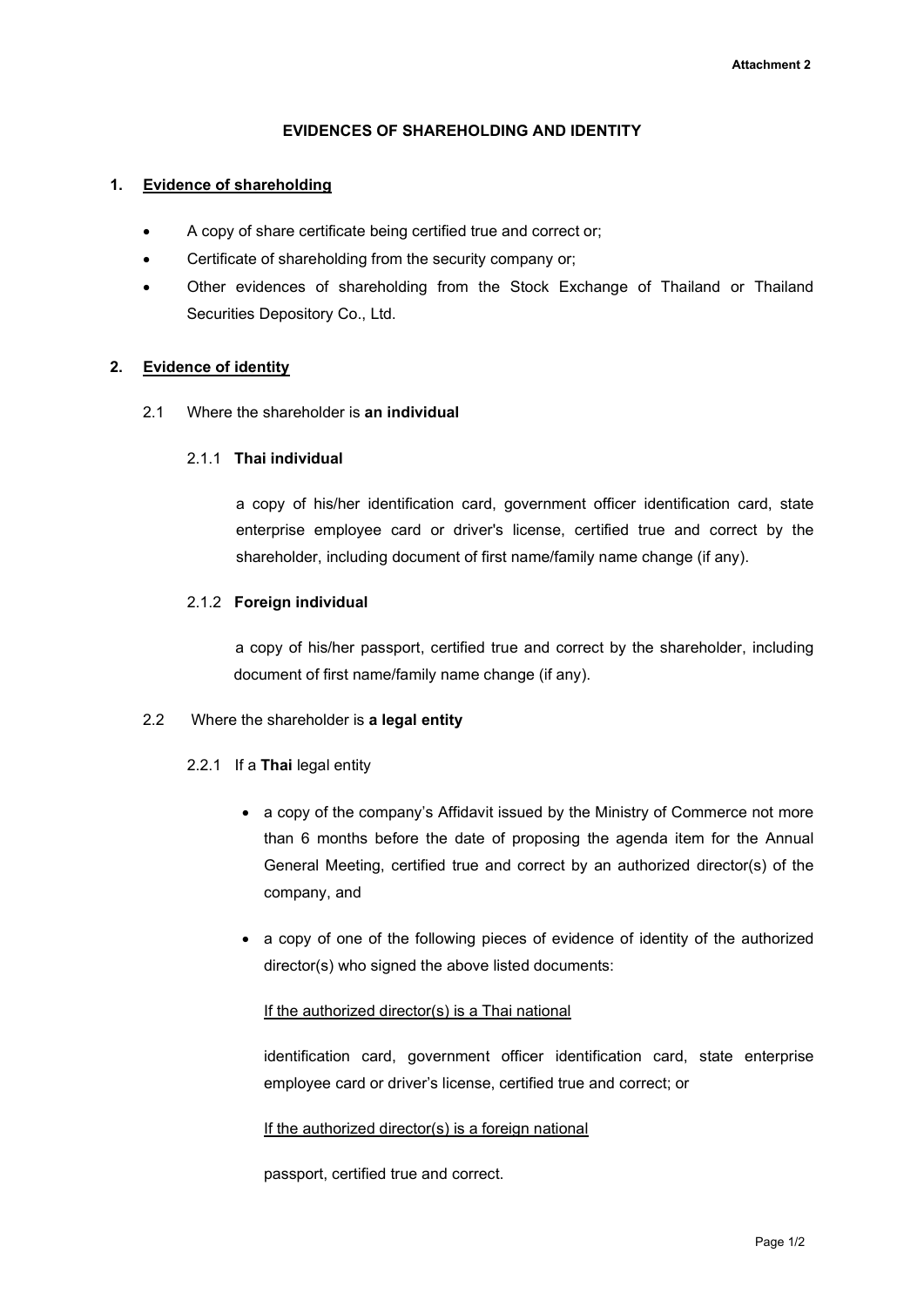Attachment 2

# EVIDENCES OF SHAREHOLDING AND IDENTITY

## 1. Evidence of shareholding

- A copy of share certificate being certified true and correct or;
- Certificate of shareholding from the security company or;
- Other evidences of shareholding from the Stock Exchange of Thailand or Thailand Securities Depository Co., Ltd.

## 2. Evidence of identity

2.1 Where the shareholder is **an individual**

2.1.1 **Thai individual**

a copy of his/her identification card, government officer identification card, state enterprise employee card or driver's license, certified true and correct by the shareholder, including document of first name/family name change (if any).

2.1.2 **Foreign individual**

a copy of his/her passport, certified true and correct by the shareholder, including document of first name/family name change (if any).

2.2 Where the shareholder is **a legal entity**

2.2.1 If a **Thai** legal entity

- a copy of the company's Affidavit issued by the Ministry of Commerce not more than 6 months before the date of proposing the agenda item for the Annual General Meeting, certified true and correct by an authorized director(s) of the company, and
- a copy of one of the following pieces of evidence of identity of the authorized director(s) who signed the above listed documents:

  If the authorized director(s) is a Thai national

  identification card, government officer identification card, state enterprise employee card or driver's license, certified true and correct; or

  If the authorized director(s) is a foreign national

  passport, certified true and correct.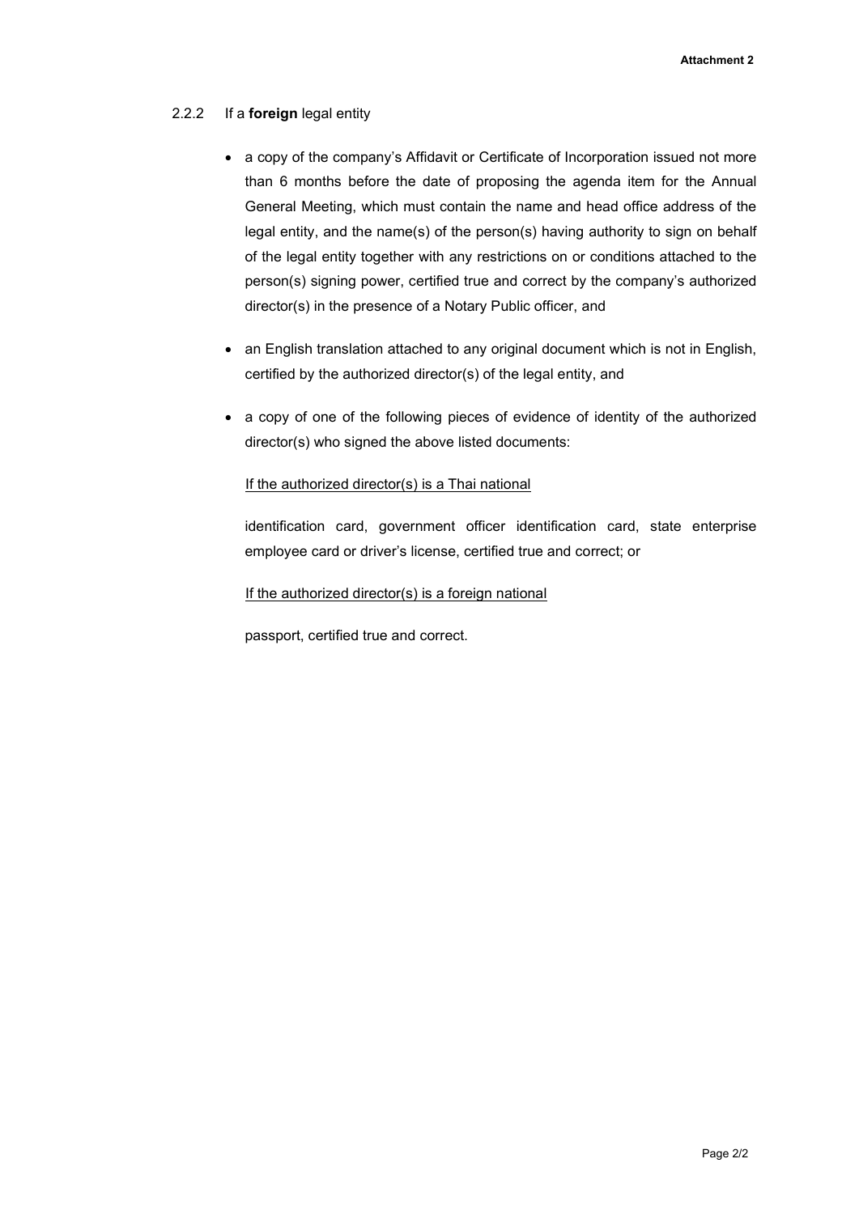2.2.2 If a **foreign** legal entity

- a copy of the company's Affidavit or Certificate of Incorporation issued not more than 6 months before the date of proposing the agenda item for the Annual General Meeting, which must contain the name and head office address of the legal entity, and the name(s) of the person(s) having authority to sign on behalf of the legal entity together with any restrictions on or conditions attached to the person(s) signing power, certified true and correct by the company's authorized director(s) in the presence of a Notary Public officer, and

- an English translation attached to any original document which is not in English, certified by the authorized director(s) of the legal entity, and

- a copy of one of the following pieces of evidence of identity of the authorized director(s) who signed the above listed documents:

  If the authorized director(s) is a Thai national

  identification card, government officer identification card, state enterprise employee card or driver's license, certified true and correct; or

  If the authorized director(s) is a foreign national

  passport, certified true and correct.